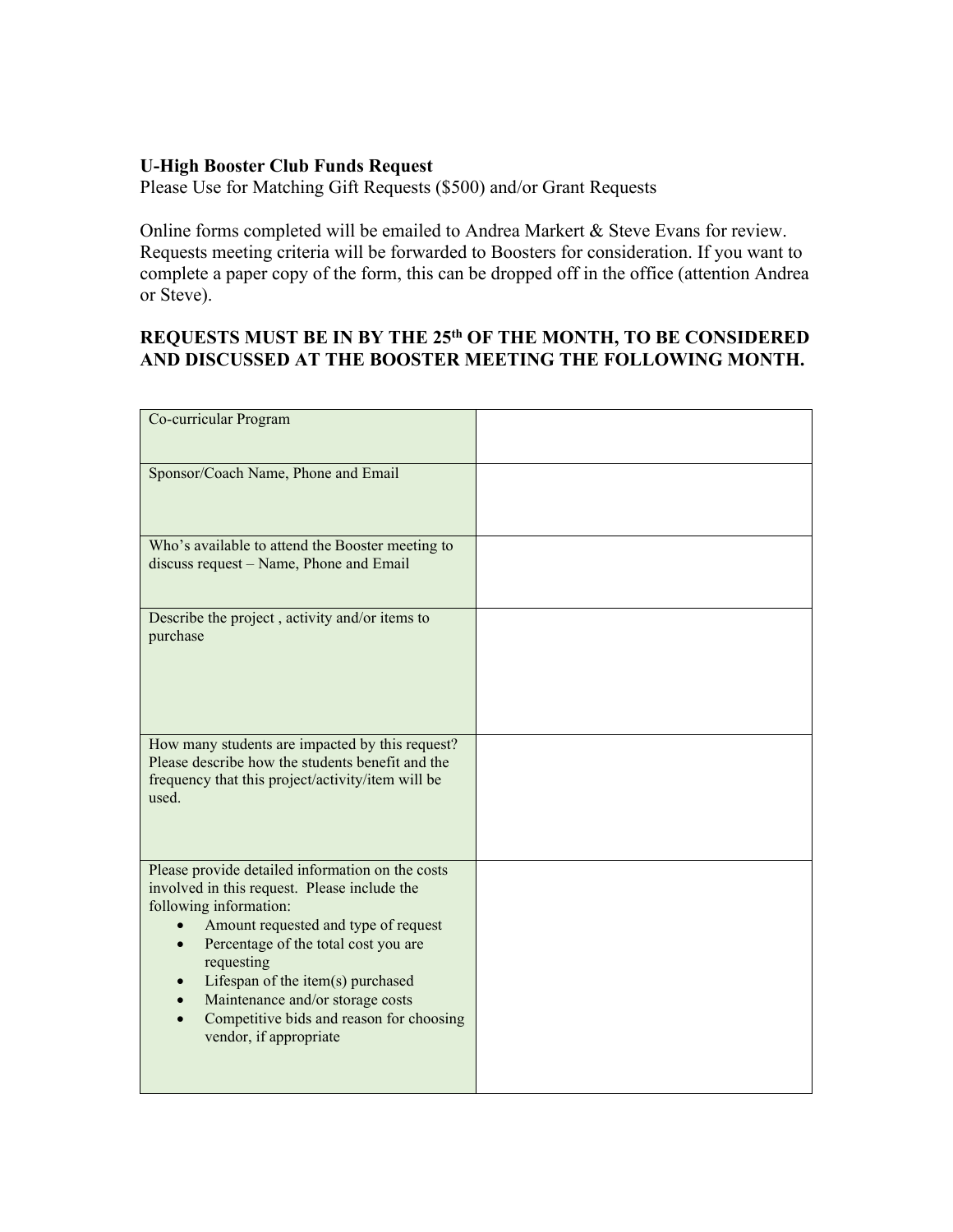**U-High Booster Club Funds Request**

Please Use for Matching Gift Requests ($500) and/or Grant Requests

Online forms completed will be emailed to Andrea Markert & Steve Evans for review. Requests meeting criteria will be forwarded to Boosters for consideration. If you want to complete a paper copy of the form, this can be dropped off in the office (attention Andrea or Steve).

**REQUESTS MUST BE IN BY THE 25th OF THE MONTH, TO BE CONSIDERED AND DISCUSSED AT THE BOOSTER MEETING THE FOLLOWING MONTH.**

| | |
|---|---|
| Co-curricular Program | |
| Sponsor/Coach Name, Phone and Email | |
| Who's available to attend the Booster meeting to discuss request – Name, Phone and Email | |
| Describe the project , activity and/or items to purchase | |
| How many students are impacted by this request? Please describe how the students benefit and the frequency that this project/activity/item will be used. | |
| Please provide detailed information on the costs involved in this request. Please include the following information: <br>• Amount requested and type of request <br>• Percentage of the total cost you are requesting <br>• Lifespan of the item(s) purchased <br>• Maintenance and/or storage costs <br>• Competitive bids and reason for choosing vendor, if appropriate | |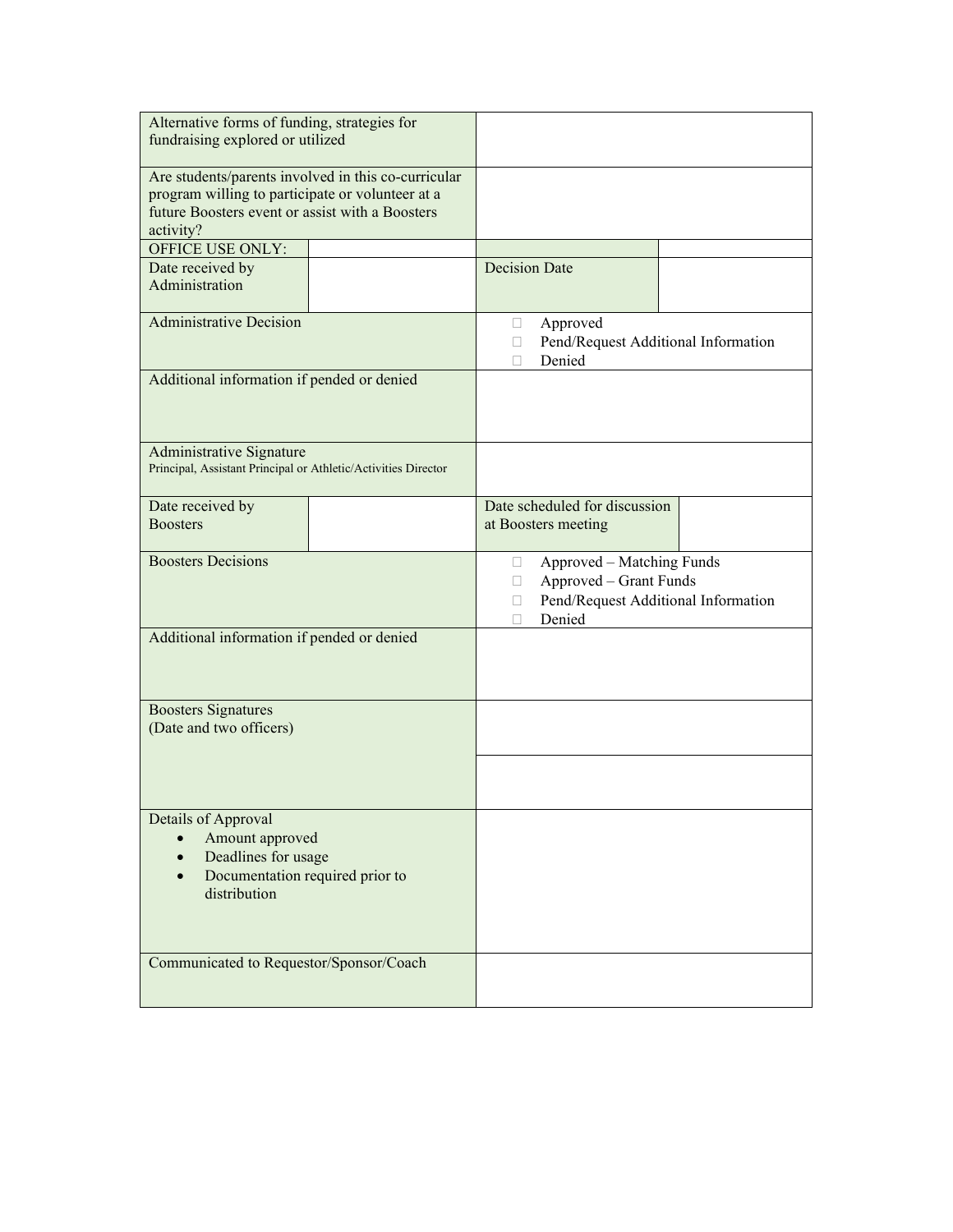| | | | |
|---|---|---|---|
| Alternative forms of funding, strategies for fundraising explored or utilized | | | |
| Are students/parents involved in this co-curricular program willing to participate or volunteer at a future Boosters event or assist with a Boosters activity? | | | |
| OFFICE USE ONLY: | | | |
| Date received by Administration | | Decision Date | |
| Administrative Decision | | ☐ Approved<br>☐ Pend/Request Additional Information<br>☐ Denied | |
| Additional information if pended or denied | | | |
| Administrative Signature<br>Principal, Assistant Principal or Athletic/Activities Director | | | |
| Date received by Boosters | | Date scheduled for discussion at Boosters meeting | |
| Boosters Decisions | | ☐ Approved – Matching Funds<br>☐ Approved – Grant Funds<br>☐ Pend/Request Additional Information<br>☐ Denied | |
| Additional information if pended or denied | | | |
| Boosters Signatures<br>(Date and two officers) | | | |
| | | | |
| Details of Approval<br>• Amount approved<br>• Deadlines for usage<br>• Documentation required prior to distribution | | | |
| Communicated to Requestor/Sponsor/Coach | | | |